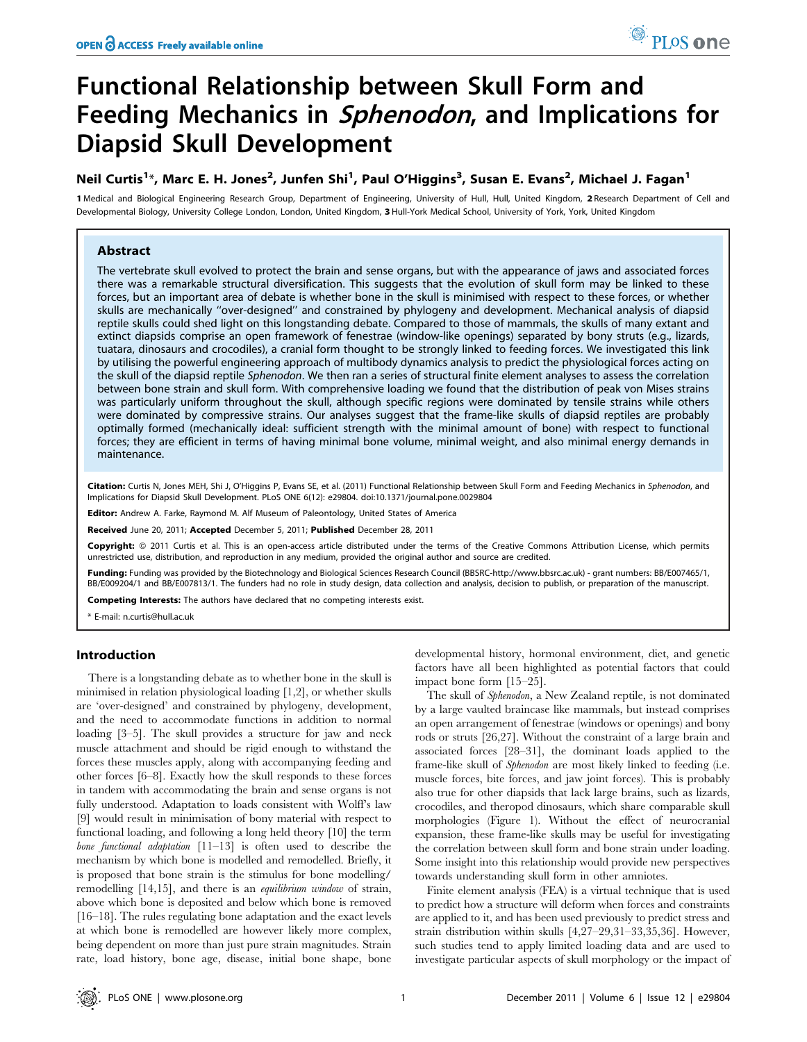# Functional Relationship between Skull Form and Feeding Mechanics in *Sphenodon*, and Implications for Diapsid Skull Development

**Neil Curtis[1]\*, Marc E. H. Jones[2], Junfen Shi[1], Paul O'Higgins[3], Susan E. Evans[2], Michael J. Fagan[1]**

**1** Medical and Biological Engineering Research Group, Department of Engineering, University of Hull, Hull, United Kingdom, **2** Research Department of Cell and Developmental Biology, University College London, London, United Kingdom, **3** Hull-York Medical School, University of York, York, United Kingdom

## Abstract

The vertebrate skull evolved to protect the brain and sense organs, but with the appearance of jaws and associated forces there was a remarkable structural diversification. This suggests that the evolution of skull form may be linked to these forces, but an important area of debate is whether bone in the skull is minimised with respect to these forces, or whether skulls are mechanically ''over-designed'' and constrained by phylogeny and development. Mechanical analysis of diapsid reptile skulls could shed light on this longstanding debate. Compared to those of mammals, the skulls of many extant and extinct diapsids comprise an open framework of fenestrae (window-like openings) separated by bony struts (e.g., lizards, tuatara, dinosaurs and crocodiles), a cranial form thought to be strongly linked to feeding forces. We investigated this link by utilising the powerful engineering approach of multibody dynamics analysis to predict the physiological forces acting on the skull of the diapsid reptile *Sphenodon*. We then ran a series of structural finite element analyses to assess the correlation between bone strain and skull form. With comprehensive loading we found that the distribution of peak von Mises strains was particularly uniform throughout the skull, although specific regions were dominated by tensile strains while others were dominated by compressive strains. Our analyses suggest that the frame-like skulls of diapsid reptiles are probably optimally formed (mechanically ideal: sufficient strength with the minimal amount of bone) with respect to functional forces; they are efficient in terms of having minimal bone volume, minimal weight, and also minimal energy demands in maintenance.

**Citation:** Curtis N, Jones MEH, Shi J, O'Higgins P, Evans SE, et al. (2011) Functional Relationship between Skull Form and Feeding Mechanics in *Sphenodon*, and Implications for Diapsid Skull Development. PLoS ONE 6(12): e29804. doi:10.1371/journal.pone.0029804

**Editor:** Andrew A. Farke, Raymond M. Alf Museum of Paleontology, United States of America

**Received** June 20, 2011; **Accepted** December 5, 2011; **Published** December 28, 2011

**Copyright:** © 2011 Curtis et al. This is an open-access article distributed under the terms of the Creative Commons Attribution License, which permits unrestricted use, distribution, and reproduction in any medium, provided the original author and source are credited.

**Funding:** Funding was provided by the Biotechnology and Biological Sciences Research Council (BBSRC-http://www.bbsrc.ac.uk) - grant numbers: BB/E007465/1, BB/E009204/1 and BB/E007813/1. The funders had no role in study design, data collection and analysis, decision to publish, or preparation of the manuscript.

**Competing Interests:** The authors have declared that no competing interests exist.

\* E-mail: n.curtis@hull.ac.uk

## Introduction

There is a longstanding debate as to whether bone in the skull is minimised in relation physiological loading [1,2], or whether skulls are 'over-designed' and constrained by phylogeny, development, and the need to accommodate functions in addition to normal loading [3–5]. The skull provides a structure for jaw and neck muscle attachment and should be rigid enough to withstand the forces these muscles apply, along with accompanying feeding and other forces [6–8]. Exactly how the skull responds to these forces in tandem with accommodating the brain and sense organs is not fully understood. Adaptation to loads consistent with Wolff's law [9] would result in minimisation of bony material with respect to functional loading, and following a long held theory [10] the term *bone functional adaptation* [11–13] is often used to describe the mechanism by which bone is modelled and remodelled. Briefly, it is proposed that bone strain is the stimulus for bone modelling/remodelling [14,15], and there is an *equilibrium window* of strain, above which bone is deposited and below which bone is removed [16–18]. The rules regulating bone adaptation and the exact levels at which bone is remodelled are however likely more complex, being dependent on more than just pure strain magnitudes. Strain rate, load history, bone age, disease, initial bone shape, bone developmental history, hormonal environment, diet, and genetic factors have all been highlighted as potential factors that could impact bone form [15–25].

The skull of *Sphenodon*, a New Zealand reptile, is not dominated by a large vaulted braincase like mammals, but instead comprises an open arrangement of fenestrae (windows or openings) and bony rods or struts [26,27]. Without the constraint of a large brain and associated forces [28–31], the dominant loads applied to the frame-like skull of *Sphenodon* are most likely linked to feeding (i.e. muscle forces, bite forces, and jaw joint forces). This is probably also true for other diapsids that lack large brains, such as lizards, crocodiles, and theropod dinosaurs, which share comparable skull morphologies (Figure 1). Without the effect of neurocranial expansion, these frame-like skulls may be useful for investigating the correlation between skull form and bone strain under loading. Some insight into this relationship would provide new perspectives towards understanding skull form in other amniotes.

Finite element analysis (FEA) is a virtual technique that is used to predict how a structure will deform when forces and constraints are applied to it, and has been used previously to predict stress and strain distribution within skulls [4,27–29,31–33,35,36]. However, such studies tend to apply limited loading data and are used to investigate particular aspects of skull morphology or the impact of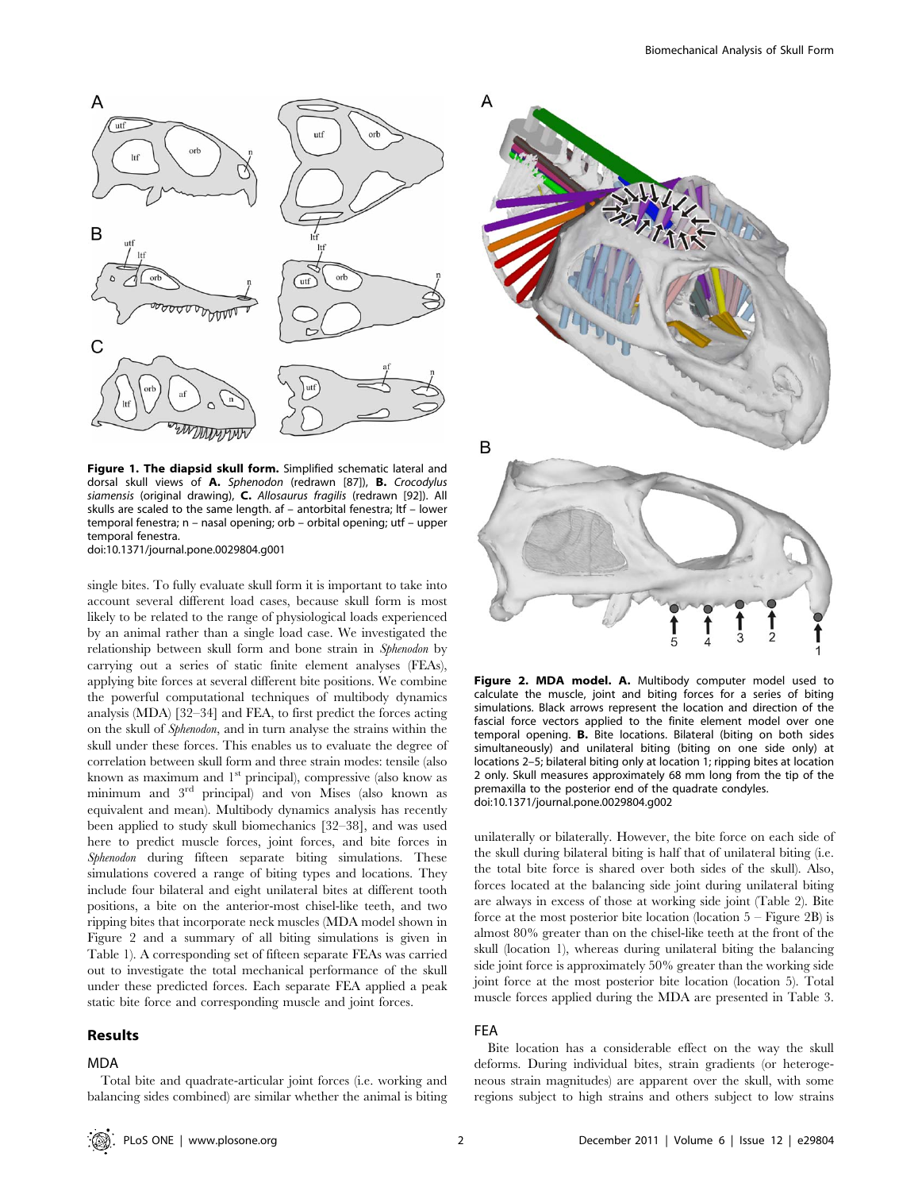**Figure 1. The diapsid skull form.** Simplified schematic lateral and dorsal skull views of **A.** *Sphenodon* (redrawn [87]), **B.** *Crocodylus siamensis* (original drawing), **C.** *Allosaurus fragilis* (redrawn [92]). All skulls are scaled to the same length. af – antorbital fenestra; ltf – lower temporal fenestra; n – nasal opening; orb – orbital opening; utf – upper temporal fenestra.
doi:10.1371/journal.pone.0029804.g001

single bites. To fully evaluate skull form it is important to take into account several different load cases, because skull form is most likely to be related to the range of physiological loads experienced by an animal rather than a single load case. We investigated the relationship between skull form and bone strain in *Sphenodon* by carrying out a series of static finite element analyses (FEAs), applying bite forces at several different bite positions. We combine the powerful computational techniques of multibody dynamics analysis (MDA) [32–34] and FEA, to first predict the forces acting on the skull of *Sphenodon*, and in turn analyse the strains within the skull under these forces. This enables us to evaluate the degree of correlation between skull form and three strain modes: tensile (also known as maximum and 1st principal), compressive (also know as minimum and 3rd principal) and von Mises (also known as equivalent and mean). Multibody dynamics analysis has recently been applied to study skull biomechanics [32–38], and was used here to predict muscle forces, joint forces, and bite forces in *Sphenodon* during fifteen separate biting simulations. These simulations covered a range of biting types and locations. They include four bilateral and eight unilateral bites at different tooth positions, a bite on the anterior-most chisel-like teeth, and two ripping bites that incorporate neck muscles (MDA model shown in Figure 2 and a summary of all biting simulations is given in Table 1). A corresponding set of fifteen separate FEAs was carried out to investigate the total mechanical performance of the skull under these predicted forces. Each separate FEA applied a peak static bite force and corresponding muscle and joint forces.

## Results

### MDA

Total bite and quadrate-articular joint forces (i.e. working and balancing sides combined) are similar whether the animal is biting unilaterally or bilaterally. However, the bite force on each side of the skull during bilateral biting is half that of unilateral biting (i.e. the total bite force is shared over both sides of the skull). Also, forces located at the balancing side joint during unilateral biting are always in excess of those at working side joint (Table 2). Bite force at the most posterior bite location (location 5 – Figure 2B) is almost 80% greater than on the chisel-like teeth at the front of the skull (location 1), whereas during unilateral biting the balancing side joint force is approximately 50% greater than the working side joint force at the most posterior bite location (location 5). Total muscle forces applied during the MDA are presented in Table 3.

**Figure 2. MDA model. A.** Multibody computer model used to calculate the muscle, joint and biting forces for a series of biting simulations. Black arrows represent the location and direction of the fascial force vectors applied to the finite element model over one temporal opening. **B.** Bite locations. Bilateral (biting on both sides simultaneously) and unilateral biting (biting on one side only) at locations 2–5; bilateral biting only at location 1; ripping bites at location 2 only. Skull measures approximately 68 mm long from the tip of the premaxilla to the posterior end of the quadrate condyles.
doi:10.1371/journal.pone.0029804.g002

### FEA

Bite location has a considerable effect on the way the skull deforms. During individual bites, strain gradients (or heterogeneous strain magnitudes) are apparent over the skull, with some regions subject to high strains and others subject to low strains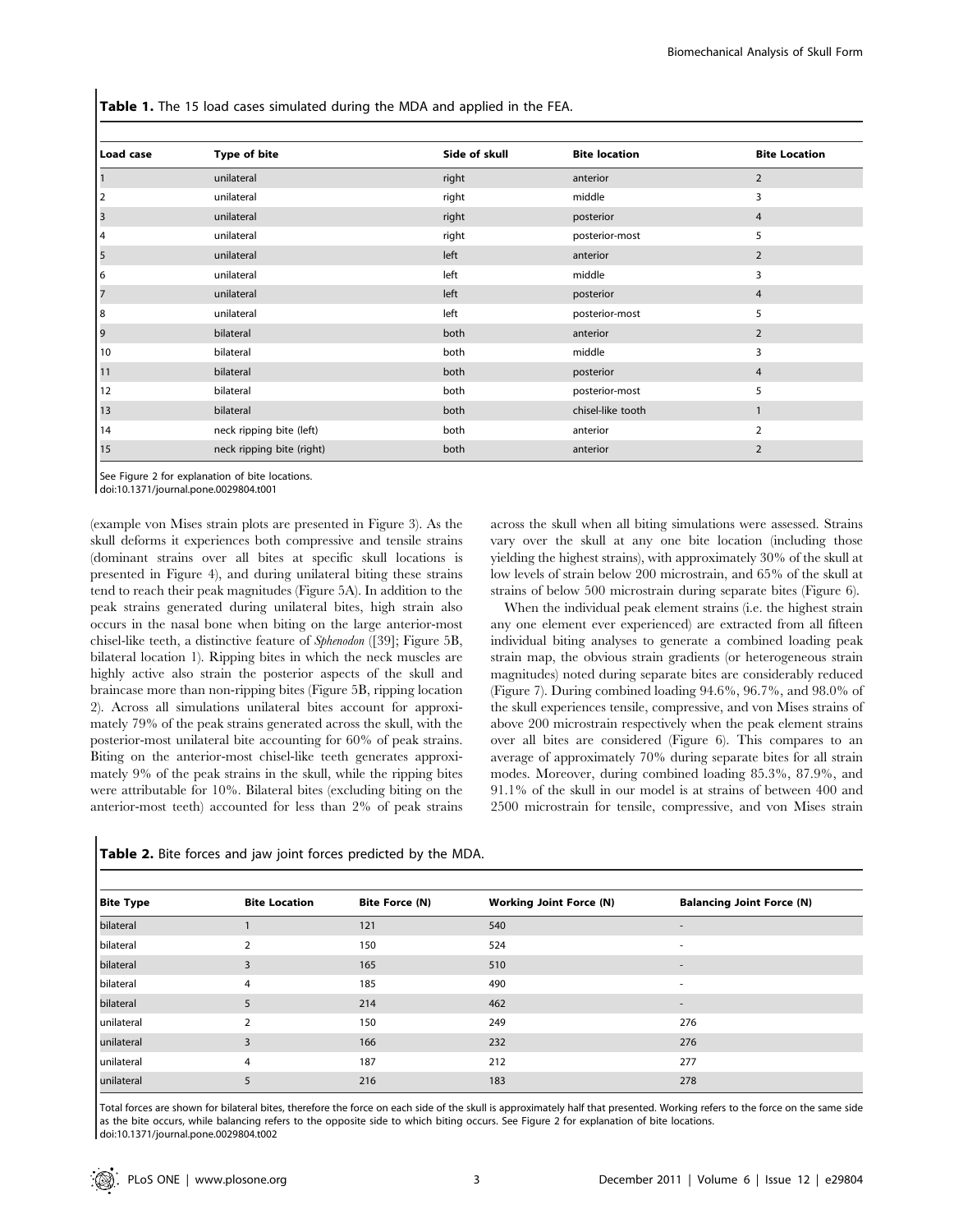**Table 1.** The 15 load cases simulated during the MDA and applied in the FEA.

| Load case | Type of bite | Side of skull | Bite location | Bite Location |
|---|---|---|---|---|
| 1 | unilateral | right | anterior | 2 |
| 2 | unilateral | right | middle | 3 |
| 3 | unilateral | right | posterior | 4 |
| 4 | unilateral | right | posterior-most | 5 |
| 5 | unilateral | left | anterior | 2 |
| 6 | unilateral | left | middle | 3 |
| 7 | unilateral | left | posterior | 4 |
| 8 | unilateral | left | posterior-most | 5 |
| 9 | bilateral | both | anterior | 2 |
| 10 | bilateral | both | middle | 3 |
| 11 | bilateral | both | posterior | 4 |
| 12 | bilateral | both | posterior-most | 5 |
| 13 | bilateral | both | chisel-like tooth | 1 |
| 14 | neck ripping bite (left) | both | anterior | 2 |
| 15 | neck ripping bite (right) | both | anterior | 2 |

See Figure 2 for explanation of bite locations.
doi:10.1371/journal.pone.0029804.t001

(example von Mises strain plots are presented in Figure 3). As the skull deforms it experiences both compressive and tensile strains (dominant strains over all bites at specific skull locations is presented in Figure 4), and during unilateral biting these strains tend to reach their peak magnitudes (Figure 5A). In addition to the peak strains generated during unilateral bites, high strain also occurs in the nasal bone when biting on the large anterior-most chisel-like teeth, a distinctive feature of *Sphenodon* ([39]; Figure 5B, bilateral location 1). Ripping bites in which the neck muscles are highly active also strain the posterior aspects of the skull and braincase more than non-ripping bites (Figure 5B, ripping location 2). Across all simulations unilateral bites account for approximately 79% of the peak strains generated across the skull, with the posterior-most unilateral bite accounting for 60% of peak strains. Biting on the anterior-most chisel-like teeth generates approximately 9% of the peak strains in the skull, while the ripping bites were attributable for 10%. Bilateral bites (excluding biting on the anterior-most teeth) accounted for less than 2% of peak strains across the skull when all biting simulations were assessed. Strains vary over the skull at any one bite location (including those yielding the highest strains), with approximately 30% of the skull at low levels of strain below 200 microstrain, and 65% of the skull at strains of below 500 microstrain during separate bites (Figure 6).

When the individual peak element strains (i.e. the highest strain any one element ever experienced) are extracted from all fifteen individual biting analyses to generate a combined loading peak strain map, the obvious strain gradients (or heterogeneous strain magnitudes) noted during separate bites are considerably reduced (Figure 7). During combined loading 94.6%, 96.7%, and 98.0% of the skull experiences tensile, compressive, and von Mises strains of above 200 microstrain respectively when the peak element strains over all bites are considered (Figure 6). This compares to an average of approximately 70% during separate bites for all strain modes. Moreover, during combined loading 85.3%, 87.9%, and 91.1% of the skull in our model is at strains of between 400 and 2500 microstrain for tensile, compressive, and von Mises strain

**Table 2.** Bite forces and jaw joint forces predicted by the MDA.

| Bite Type | Bite Location | Bite Force (N) | Working Joint Force (N) | Balancing Joint Force (N) |
|---|---|---|---|---|
| bilateral | 1 | 121 | 540 | - |
| bilateral | 2 | 150 | 524 | - |
| bilateral | 3 | 165 | 510 | - |
| bilateral | 4 | 185 | 490 | - |
| bilateral | 5 | 214 | 462 | - |
| unilateral | 2 | 150 | 249 | 276 |
| unilateral | 3 | 166 | 232 | 276 |
| unilateral | 4 | 187 | 212 | 277 |
| unilateral | 5 | 216 | 183 | 278 |

Total forces are shown for bilateral bites, therefore the force on each side of the skull is approximately half that presented. Working refers to the force on the same side as the bite occurs, while balancing refers to the opposite side to which biting occurs. See Figure 2 for explanation of bite locations.
doi:10.1371/journal.pone.0029804.t002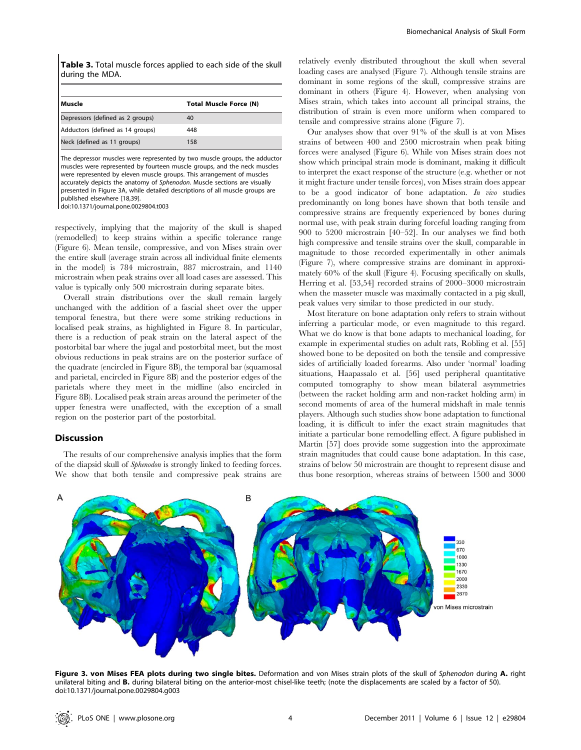**Table 3.** Total muscle forces applied to each side of the skull during the MDA.

| Muscle | Total Muscle Force (N) |
|---|---|
| Depressors (defined as 2 groups) | 40 |
| Adductors (defined as 14 groups) | 448 |
| Neck (defined as 11 groups) | 158 |

The depressor muscles were represented by two muscle groups, the adductor muscles were represented by fourteen muscle groups, and the neck muscles were represented by eleven muscle groups. This arrangement of muscles accurately depicts the anatomy of *Sphenodon*. Muscle sections are visually presented in Figure 3A, while detailed descriptions of all muscle groups are published elsewhere [18,39].
doi:10.1371/journal.pone.0029804.t003

respectively, implying that the majority of the skull is shaped (remodelled) to keep strains within a specific tolerance range (Figure 6). Mean tensile, compressive, and von Mises strain over the entire skull (average strain across all individual finite elements in the model) is 784 microstrain, 887 microstrain, and 1140 microstrain when peak strains over all load cases are assessed. This value is typically only 500 microstrain during separate bites.

Overall strain distributions over the skull remain largely unchanged with the addition of a fascial sheet over the upper temporal fenestra, but there were some striking reductions in localised peak strains, as highlighted in Figure 8. In particular, there is a reduction of peak strain on the lateral aspect of the postorbital bar where the jugal and postorbital meet, but the most obvious reductions in peak strains are on the posterior surface of the quadrate (encircled in Figure 8B), the temporal bar (squamosal and parietal, encircled in Figure 8B) and the posterior edges of the parietals where they meet in the midline (also encircled in Figure 8B). Localised peak strain areas around the perimeter of the upper fenestra were unaffected, with the exception of a small region on the posterior part of the postorbital.

## Discussion

The results of our comprehensive analysis implies that the form of the diapsid skull of *Sphenodon* is strongly linked to feeding forces. We show that both tensile and compressive peak strains are relatively evenly distributed throughout the skull when several loading cases are analysed (Figure 7). Although tensile strains are dominant in some regions of the skull, compressive strains are dominant in others (Figure 4). However, when analysing von Mises strain, which takes into account all principal strains, the distribution of strain is even more uniform when compared to tensile and compressive strains alone (Figure 7).

Our analyses show that over 91% of the skull is at von Mises strains of between 400 and 2500 microstrain when peak biting forces were analysed (Figure 6). While von Mises strain does not show which principal strain mode is dominant, making it difficult to interpret the exact response of the structure (e.g. whether or not it might fracture under tensile forces), von Mises strain does appear to be a good indicator of bone adaptation. *In vivo* studies predominantly on long bones have shown that both tensile and compressive strains are frequently experienced by bones during normal use, with peak strain during forceful loading ranging from 900 to 5200 microstrain [40–52]. In our analyses we find both high compressive and tensile strains over the skull, comparable in magnitude to those recorded experimentally in other animals (Figure 7), where compressive strains are dominant in approximately 60% of the skull (Figure 4). Focusing specifically on skulls, Herring et al. [53,54] recorded strains of 2000–3000 microstrain when the masseter muscle was maximally contacted in a pig skull, peak values very similar to those predicted in our study.

Most literature on bone adaptation only refers to strain without inferring a particular mode, or even magnitude to this regard. What we do know is that bone adapts to mechanical loading, for example in experimental studies on adult rats, Robling et al. [55] showed bone to be deposited on both the tensile and compressive sides of artificially loaded forearms. Also under 'normal' loading situations, Haapassalo et al. [56] used peripheral quantitative computed tomography to show mean bilateral asymmetries (between the racket holding arm and non-racket holding arm) in second moments of area of the humeral midshaft in male tennis players. Although such studies show bone adaptation to functional loading, it is difficult to infer the exact strain magnitudes that initiate a particular bone remodelling effect. A figure published in Martin [57] does provide some suggestion into the approximate strain magnitudes that could cause bone adaptation. In this case, strains of below 50 microstrain are thought to represent disuse and thus bone resorption, whereas strains of between 1500 and 3000

**Figure 3. von Mises FEA plots during two single bites.** Deformation and von Mises strain plots of the skull of *Sphenodon* during **A.** right unilateral biting and **B.** during bilateral biting on the anterior-most chisel-like teeth; (note the displacements are scaled by a factor of 50).
doi:10.1371/journal.pone.0029804.g003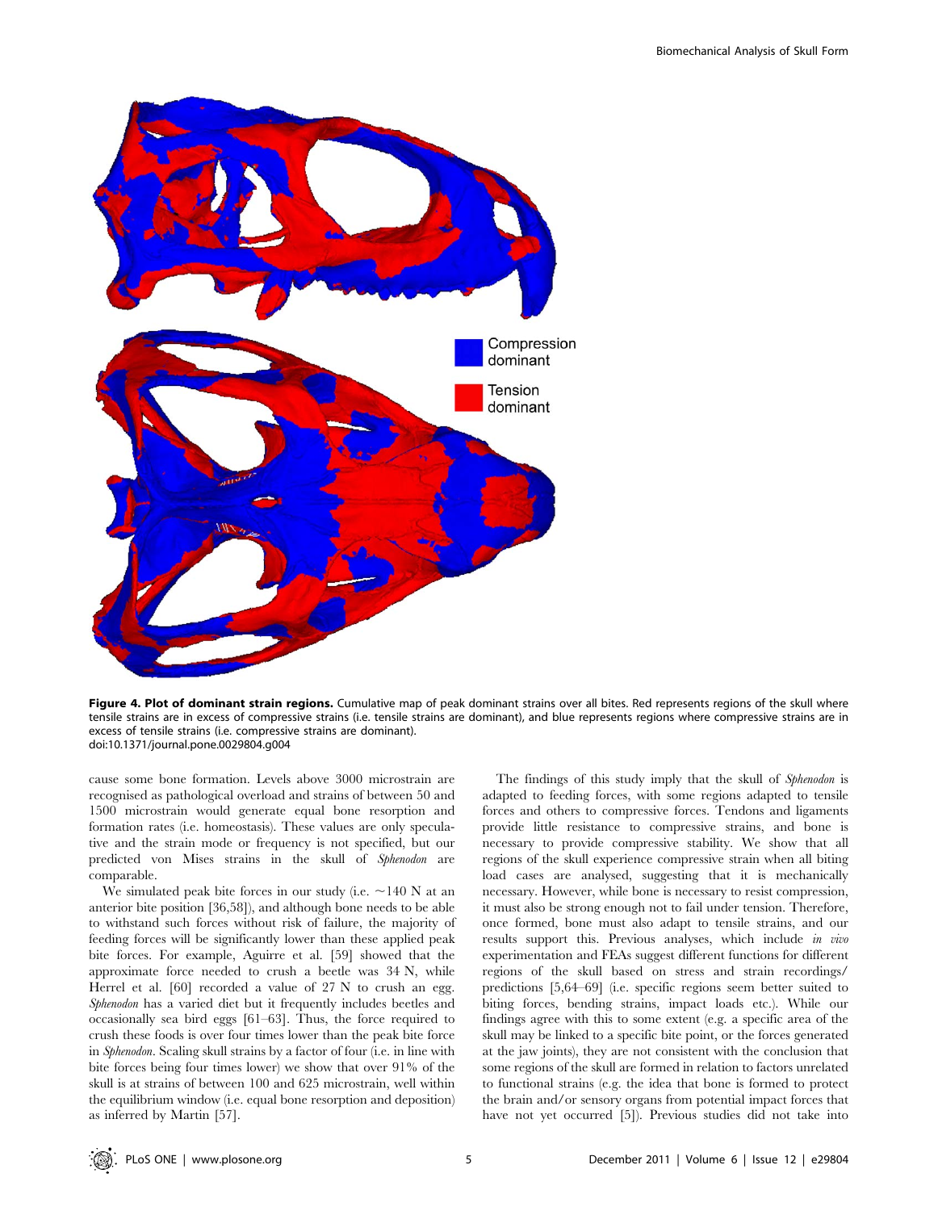Compression dominant

Tension dominant

**Figure 4. Plot of dominant strain regions.** Cumulative map of peak dominant strains over all bites. Red represents regions of the skull where tensile strains are in excess of compressive strains (i.e. tensile strains are dominant), and blue represents regions where compressive strains are in excess of tensile strains (i.e. compressive strains are dominant).
doi:10.1371/journal.pone.0029804.g004

cause some bone formation. Levels above 3000 microstrain are recognised as pathological overload and strains of between 50 and 1500 microstrain would generate equal bone resorption and formation rates (i.e. homeostasis). These values are only speculative and the strain mode or frequency is not specified, but our predicted von Mises strains in the skull of *Sphenodon* are comparable.

We simulated peak bite forces in our study (i.e. ~140 N at an anterior bite position [36,58]), and although bone needs to be able to withstand such forces without risk of failure, the majority of feeding forces will be significantly lower than these applied peak bite forces. For example, Aguirre et al. [59] showed that the approximate force needed to crush a beetle was 34 N, while Herrel et al. [60] recorded a value of 27 N to crush an egg. *Sphenodon* has a varied diet but it frequently includes beetles and occasionally sea bird eggs [61–63]. Thus, the force required to crush these foods is over four times lower than the peak bite force in *Sphenodon*. Scaling skull strains by a factor of four (i.e. in line with bite forces being four times lower) we show that over 91% of the skull is at strains of between 100 and 625 microstrain, well within the equilibrium window (i.e. equal bone resorption and deposition) as inferred by Martin [57].

The findings of this study imply that the skull of *Sphenodon* is adapted to feeding forces, with some regions adapted to tensile forces and others to compressive forces. Tendons and ligaments provide little resistance to compressive strains, and bone is necessary to provide compressive stability. We show that all regions of the skull experience compressive strain when all biting load cases are analysed, suggesting that it is mechanically necessary. However, while bone is necessary to resist compression, it must also be strong enough not to fail under tension. Therefore, once formed, bone must also adapt to tensile strains, and our results support this. Previous analyses, which include *in vivo* experimentation and FEAs suggest different functions for different regions of the skull based on stress and strain recordings/predictions [5,64–69] (i.e. specific regions seem better suited to biting forces, bending strains, impact loads etc.). While our findings agree with this to some extent (e.g. a specific area of the skull may be linked to a specific bite point, or the forces generated at the jaw joints), they are not consistent with the conclusion that some regions of the skull are formed in relation to factors unrelated to functional strains (e.g. the idea that bone is formed to protect the brain and/or sensory organs from potential impact forces that have not yet occurred [5]). Previous studies did not take into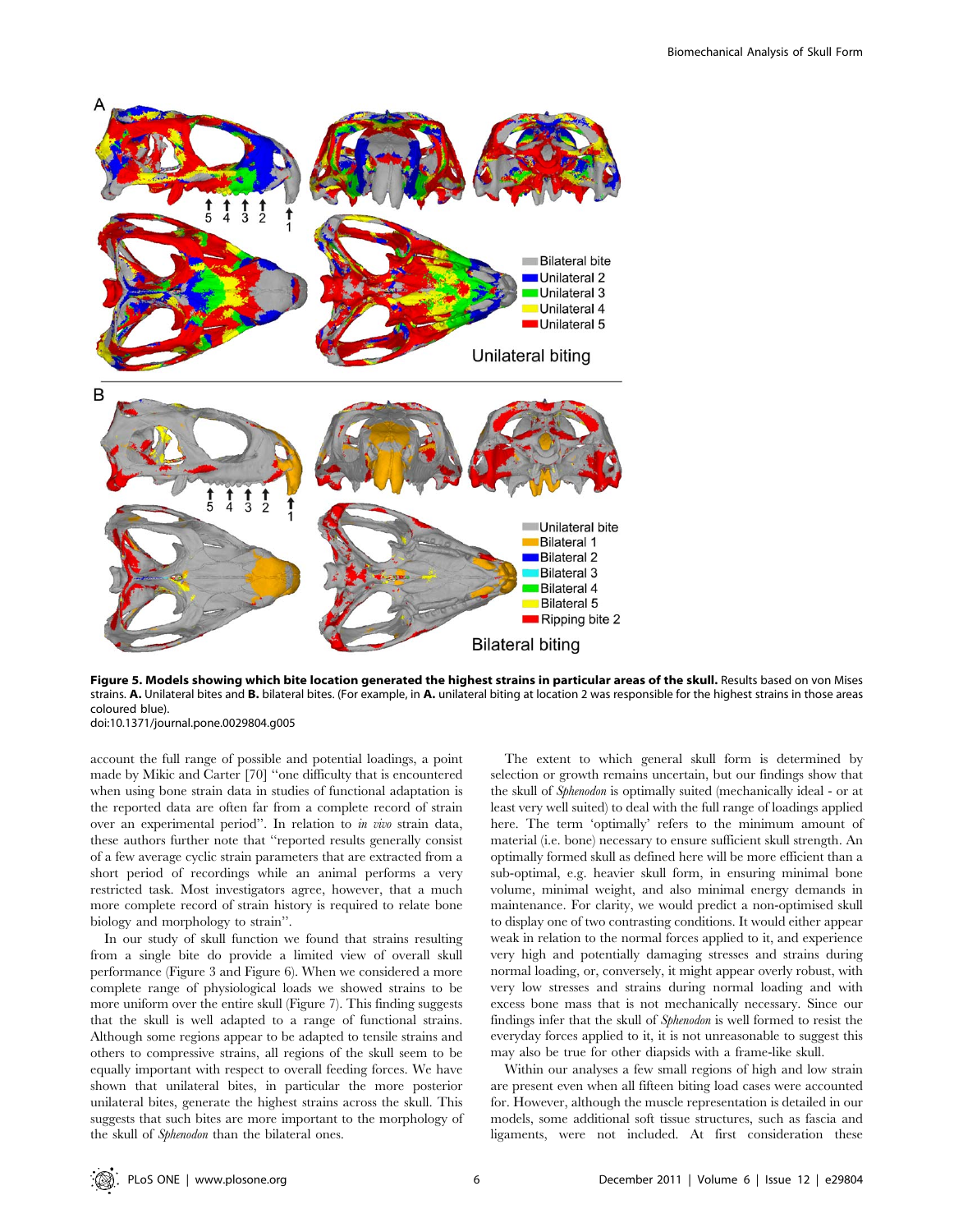A

5 4 3 2 1

Bilateral bite
Unilateral 2
Unilateral 3
Unilateral 4
Unilateral 5

Unilateral biting

B

5 4 3 2 1

Unilateral bite
Bilateral 1
Bilateral 2
Bilateral 3
Bilateral 4
Bilateral 5
Ripping bite 2

Bilateral biting

**Figure 5. Models showing which bite location generated the highest strains in particular areas of the skull.** Results based on von Mises strains. **A.** Unilateral bites and **B.** bilateral bites. (For example, in **A.** unilateral biting at location 2 was responsible for the highest strains in those areas coloured blue).
doi:10.1371/journal.pone.0029804.g005

account the full range of possible and potential loadings, a point made by Mikic and Carter [70] ''one difficulty that is encountered when using bone strain data in studies of functional adaptation is the reported data are often far from a complete record of strain over an experimental period''. In relation to *in vivo* strain data, these authors further note that ''reported results generally consist of a few average cyclic strain parameters that are extracted from a short period of recordings while an animal performs a very restricted task. Most investigators agree, however, that a much more complete record of strain history is required to relate bone biology and morphology to strain''.

In our study of skull function we found that strains resulting from a single bite do provide a limited view of overall skull performance (Figure 3 and Figure 6). When we considered a more complete range of physiological loads we showed strains to be more uniform over the entire skull (Figure 7). This finding suggests that the skull is well adapted to a range of functional strains. Although some regions appear to be adapted to tensile strains and others to compressive strains, all regions of the skull seem to be equally important with respect to overall feeding forces. We have shown that unilateral bites, in particular the more posterior unilateral bites, generate the highest strains across the skull. This suggests that such bites are more important to the morphology of the skull of *Sphenodon* than the bilateral ones.

The extent to which general skull form is determined by selection or growth remains uncertain, but our findings show that the skull of *Sphenodon* is optimally suited (mechanically ideal - or at least very well suited) to deal with the full range of loadings applied here. The term 'optimally' refers to the minimum amount of material (i.e. bone) necessary to ensure sufficient skull strength. An optimally formed skull as defined here will be more efficient than a sub-optimal, e.g. heavier skull form, in ensuring minimal bone volume, minimal weight, and also minimal energy demands in maintenance. For clarity, we would predict a non-optimised skull to display one of two contrasting conditions. It would either appear weak in relation to the normal forces applied to it, and experience very high and potentially damaging stresses and strains during normal loading, or, conversely, it might appear overly robust, with very low stresses and strains during normal loading and with excess bone mass that is not mechanically necessary. Since our findings infer that the skull of *Sphenodon* is well formed to resist the everyday forces applied to it, it is not unreasonable to suggest this may also be true for other diapsids with a frame-like skull.

Within our analyses a few small regions of high and low strain are present even when all fifteen biting load cases were accounted for. However, although the muscle representation is detailed in our models, some additional soft tissue structures, such as fascia and ligaments, were not included. At first consideration these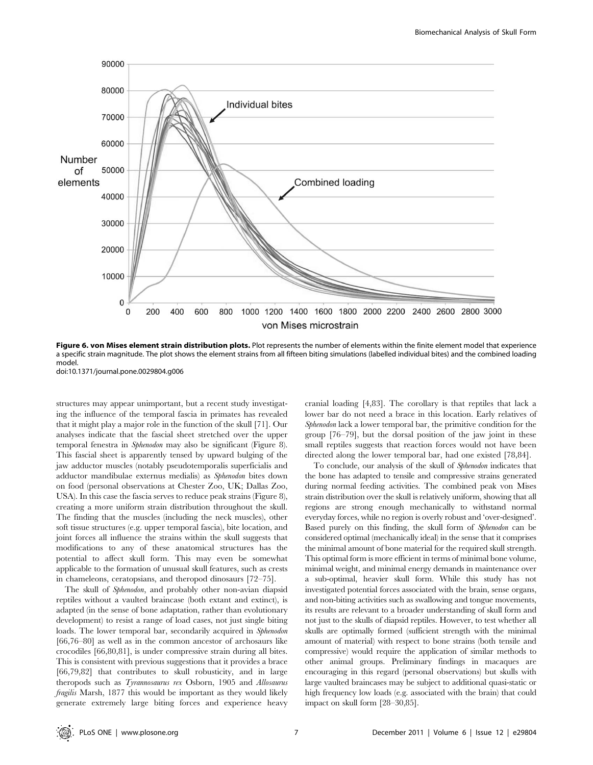90000
80000
70000
60000
Number of elements
50000
40000
30000
20000
10000
0

0 200 400 600 800 1000 1200 1400 1600 1800 2000 2200 2400 2600 2800 3000

von Mises microstrain

Individual bites

Combined loading

**Figure 6. von Mises element strain distribution plots.** Plot represents the number of elements within the finite element model that experience a specific strain magnitude. The plot shows the element strains from all fifteen biting simulations (labelled individual bites) and the combined loading model.
doi:10.1371/journal.pone.0029804.g006

structures may appear unimportant, but a recent study investigating the influence of the temporal fascia in primates has revealed that it might play a major role in the function of the skull [71]. Our analyses indicate that the fascial sheet stretched over the upper temporal fenestra in *Sphenodon* may also be significant (Figure 8). This fascial sheet is apparently tensed by upward bulging of the jaw adductor muscles (notably pseudotemporalis superficialis and adductor mandibulae externus medialis) as *Sphenodon* bites down on food (personal observations at Chester Zoo, UK; Dallas Zoo, USA). In this case the fascia serves to reduce peak strains (Figure 8), creating a more uniform strain distribution throughout the skull. The finding that the muscles (including the neck muscles), other soft tissue structures (e.g. upper temporal fascia), bite location, and joint forces all influence the strains within the skull suggests that modifications to any of these anatomical structures has the potential to affect skull form. This may even be somewhat applicable to the formation of unusual skull features, such as crests in chameleons, ceratopsians, and theropod dinosaurs [72–75].

The skull of *Sphenodon*, and probably other non-avian diapsid reptiles without a vaulted braincase (both extant and extinct), is adapted (in the sense of bone adaptation, rather than evolutionary development) to resist a range of load cases, not just single biting loads. The lower temporal bar, secondarily acquired in *Sphenodon* [66,76–80] as well as in the common ancestor of archosaurs like crocodiles [66,80,81], is under compressive strain during all bites. This is consistent with previous suggestions that it provides a brace [66,79,82] that contributes to skull robusticity, and in large theropods such as *Tyrannosaurus rex* Osborn, 1905 and *Allosaurus fragilis* Marsh, 1877 this would be important as they would likely generate extremely large biting forces and experience heavy cranial loading [4,83]. The corollary is that reptiles that lack a lower bar do not need a brace in this location. Early relatives of *Sphenodon* lack a lower temporal bar, the primitive condition for the group [76–79], but the dorsal position of the jaw joint in these small reptiles suggests that reaction forces would not have been directed along the lower temporal bar, had one existed [78,84].

To conclude, our analysis of the skull of *Sphenodon* indicates that the bone has adapted to tensile and compressive strains generated during normal feeding activities. The combined peak von Mises strain distribution over the skull is relatively uniform, showing that all regions are strong enough mechanically to withstand normal everyday forces, while no region is overly robust and 'over-designed'. Based purely on this finding, the skull form of *Sphenodon* can be considered optimal (mechanically ideal) in the sense that it comprises the minimal amount of bone material for the required skull strength. This optimal form is more efficient in terms of minimal bone volume, minimal weight, and minimal energy demands in maintenance over a sub-optimal, heavier skull form. While this study has not investigated potential forces associated with the brain, sense organs, and non-biting activities such as swallowing and tongue movements, its results are relevant to a broader understanding of skull form and not just to the skulls of diapsid reptiles. However, to test whether all skulls are optimally formed (sufficient strength with the minimal amount of material) with respect to bone strains (both tensile and compressive) would require the application of similar methods to other animal groups. Preliminary findings in macaques are encouraging in this regard (personal observations) but skulls with large vaulted braincases may be subject to additional quasi-static or high frequency low loads (e.g. associated with the brain) that could impact on skull form [28–30,85].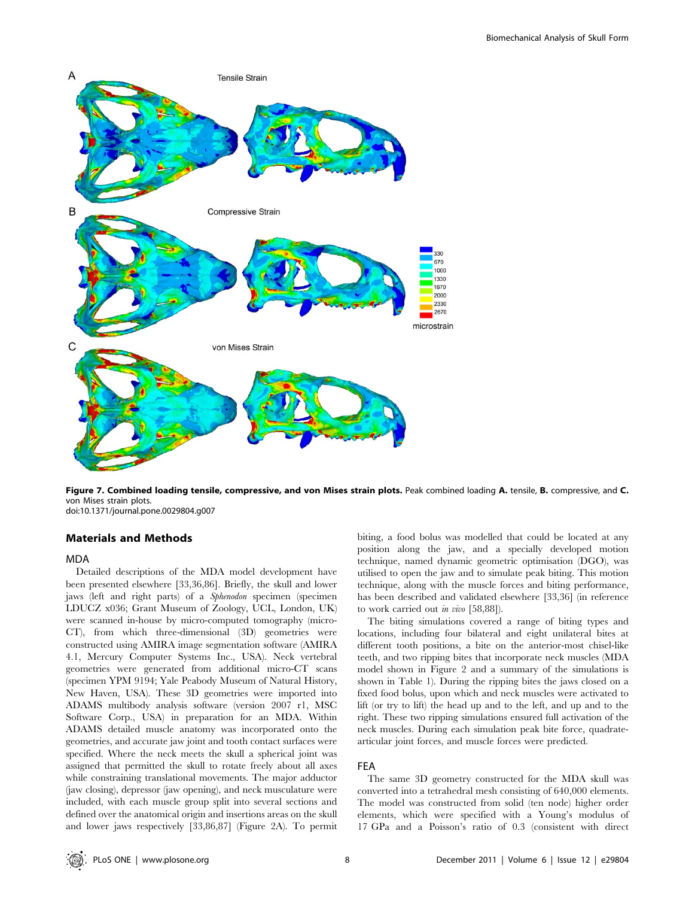**Figure 7. Combined loading tensile, compressive, and von Mises strain plots.** Peak combined loading **A.** tensile, **B.** compressive, and **C.** von Mises strain plots.
doi:10.1371/journal.pone.0029804.g007

## Materials and Methods

### MDA

Detailed descriptions of the MDA model development have been presented elsewhere [33,36,86]. Briefly, the skull and lower jaws (left and right parts) of a *Sphenodon* specimen (specimen LDUCZ x036; Grant Museum of Zoology, UCL, London, UK) were scanned in-house by micro-computed tomography (micro-CT), from which three-dimensional (3D) geometries were constructed using AMIRA image segmentation software (AMIRA 4.1, Mercury Computer Systems Inc., USA). Neck vertebral geometries were generated from additional micro-CT scans (specimen YPM 9194; Yale Peabody Museum of Natural History, New Haven, USA). These 3D geometries were imported into ADAMS multibody analysis software (version 2007 r1, MSC Software Corp., USA) in preparation for an MDA. Within ADAMS detailed muscle anatomy was incorporated onto the geometries, and accurate jaw joint and tooth contact surfaces were specified. Where the neck meets the skull a spherical joint was assigned that permitted the skull to rotate freely about all axes while constraining translational movements. The major adductor (jaw closing), depressor (jaw opening), and neck musculature were included, with each muscle group split into several sections and defined over the anatomical origin and insertions areas on the skull and lower jaws respectively [33,86,87] (Figure 2A). To permit biting, a food bolus was modelled that could be located at any position along the jaw, and a specially developed motion technique, named dynamic geometric optimisation (DGO), was utilised to open the jaw and to simulate peak biting. This motion technique, along with the muscle forces and biting performance, has been described and validated elsewhere [33,36] (in reference to work carried out *in vivo* [58,88]).

The biting simulations covered a range of biting types and locations, including four bilateral and eight unilateral bites at different tooth positions, a bite on the anterior-most chisel-like teeth, and two ripping bites that incorporate neck muscles (MDA model shown in Figure 2 and a summary of the simulations is shown in Table 1). During the ripping bites the jaws closed on a fixed food bolus, upon which and neck muscles were activated to lift (or try to lift) the head up and to the left, and up and to the right. These two ripping simulations ensured full activation of the neck muscles. During each simulation peak bite force, quadrate-articular joint forces, and muscle forces were predicted.

### FEA

The same 3D geometry constructed for the MDA skull was converted into a tetrahedral mesh consisting of 640,000 elements. The model was constructed from solid (ten node) higher order elements, which were specified with a Young's modulus of 17 GPa and a Poisson's ratio of 0.3 (consistent with direct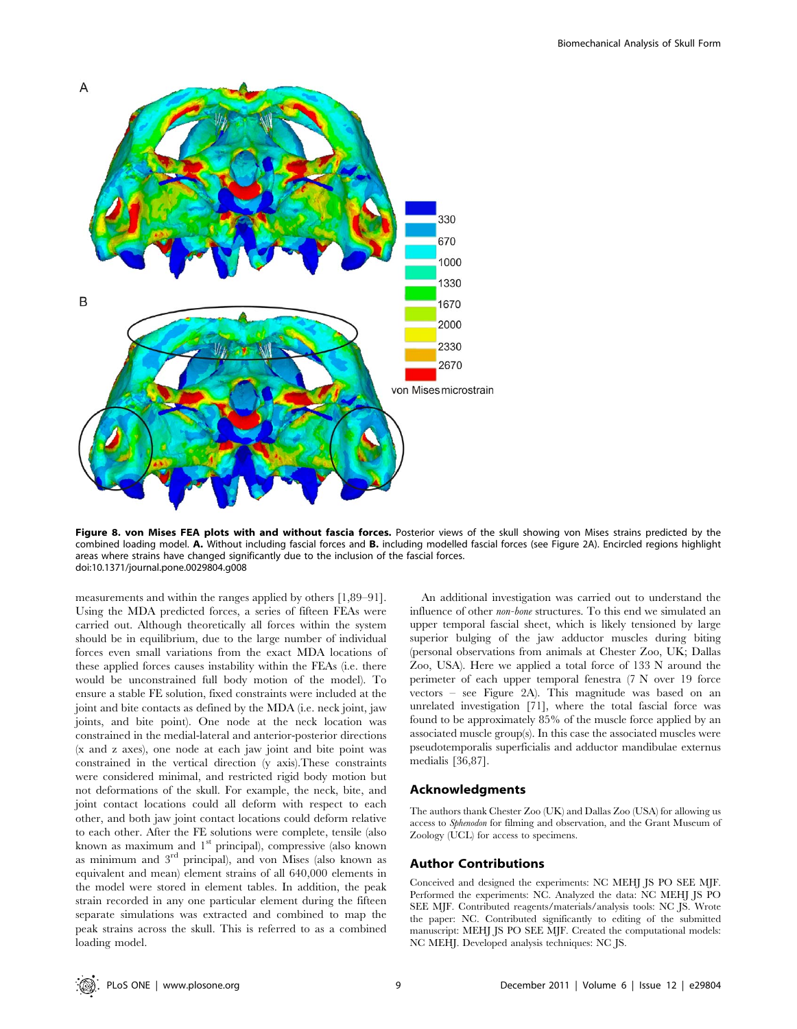A

B

330
670
1000
1330
1670
2000
2330
2670
von Mises microstrain

**Figure 8. von Mises FEA plots with and without fascia forces.** Posterior views of the skull showing von Mises strains predicted by the combined loading model. **A.** Without including fascial forces and **B.** including modelled fascial forces (see Figure 2A). Encircled regions highlight areas where strains have changed significantly due to the inclusion of the fascial forces.
doi:10.1371/journal.pone.0029804.g008

measurements and within the ranges applied by others [1,89–91]. Using the MDA predicted forces, a series of fifteen FEAs were carried out. Although theoretically all forces within the system should be in equilibrium, due to the large number of individual forces even small variations from the exact MDA locations of these applied forces causes instability within the FEAs (i.e. there would be unconstrained full body motion of the model). To ensure a stable FE solution, fixed constraints were included at the joint and bite contacts as defined by the MDA (i.e. neck joint, jaw joints, and bite point). One node at the neck location was constrained in the medial-lateral and anterior-posterior directions (x and z axes), one node at each jaw joint and bite point was constrained in the vertical direction (y axis).These constraints were considered minimal, and restricted rigid body motion but not deformations of the skull. For example, the neck, bite, and joint contact locations could all deform with respect to each other, and both jaw joint contact locations could deform relative to each other. After the FE solutions were complete, tensile (also known as maximum and 1st principal), compressive (also known as minimum and 3rd principal), and von Mises (also known as equivalent and mean) element strains of all 640,000 elements in the model were stored in element tables. In addition, the peak strain recorded in any one particular element during the fifteen separate simulations was extracted and combined to map the peak strains across the skull. This is referred to as a combined loading model.

An additional investigation was carried out to understand the influence of other *non-bone* structures. To this end we simulated an upper temporal fascial sheet, which is likely tensioned by large superior bulging of the jaw adductor muscles during biting (personal observations from animals at Chester Zoo, UK; Dallas Zoo, USA). Here we applied a total force of 133 N around the perimeter of each upper temporal fenestra (7 N over 19 force vectors – see Figure 2A). This magnitude was based on an unrelated investigation [71], where the total fascial force was found to be approximately 85% of the muscle force applied by an associated muscle group(s). In this case the associated muscles were pseudotemporalis superficialis and adductor mandibulae externus medialis [36,87].

## Acknowledgments

The authors thank Chester Zoo (UK) and Dallas Zoo (USA) for allowing us access to *Sphenodon* for filming and observation, and the Grant Museum of Zoology (UCL) for access to specimens.

## Author Contributions

Conceived and designed the experiments: NC MEHJ JS PO SEE MJF. Performed the experiments: NC. Analyzed the data: NC MEHJ JS PO SEE MJF. Contributed reagents/materials/analysis tools: NC JS. Wrote the paper: NC. Contributed significantly to editing of the submitted manuscript: MEHJ JS PO SEE MJF. Created the computational models: NC MEHJ. Developed analysis techniques: NC JS.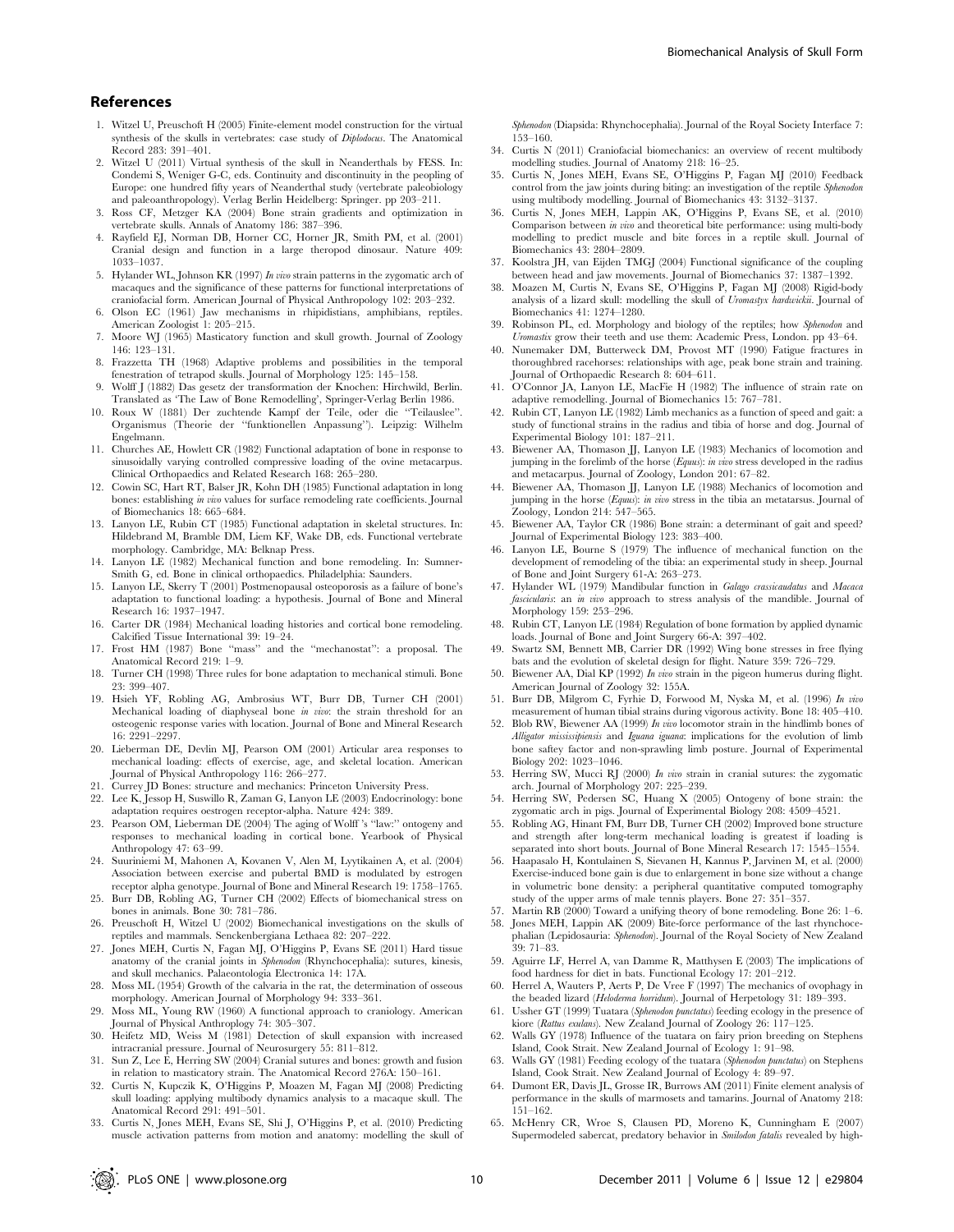## References

1. Witzel U, Preuschoft H (2005) Finite-element model construction for the virtual synthesis of the skulls in vertebrates: case study of *Diplodocus*. The Anatomical Record 283: 391–401.
2. Witzel U (2011) Virtual synthesis of the skull in Neanderthals by FESS. In: Condemi S, Weniger G-C, eds. Continuity and discontinuity in the peopling of Europe: one hundred fifty years of Neanderthal study (vertebrate paleobiology and paleoanthropology). Verlag Berlin Heidelberg: Springer. pp 203–211.
3. Ross CF, Metzger KA (2004) Bone strain gradients and optimization in vertebrate skulls. Annals of Anatomy 186: 387–396.
4. Rayfield EJ, Norman DB, Horner CC, Horner JR, Smith PM, et al. (2001) Cranial design and function in a large theropod dinosaur. Nature 409: 1033–1037.
5. Hylander WL, Johnson KR (1997) *In vivo* strain patterns in the zygomatic arch of macaques and the significance of these patterns for functional interpretations of craniofacial form. American Journal of Physical Anthropology 102: 203–232.
6. Olson EC (1961) Jaw mechanisms in rhipidistians, amphibians, reptiles. American Zoologist 1: 205–215.
7. Moore WJ (1965) Masticatory function and skull growth. Journal of Zoology 146: 123–131.
8. Frazzetta TH (1968) Adaptive problems and possibilities in the temporal fenestration of tetrapod skulls. Journal of Morphology 125: 145–158.
9. Wolff J (1882) Das gesetz der transformation der Knochen: Hirchwild, Berlin. Translated as 'The Law of Bone Remodelling', Springer-Verlag Berlin 1986.
10. Roux W (1881) Der zuchtende Kampf der Teile, oder die ''Teilauslee''. Organismus (Theorie der ''funktionellen Anpassung''). Leipzig: Wilhelm Engelmann.
11. Churches AE, Howlett CR (1982) Functional adaptation of bone in response to sinusoidally varying controlled compressive loading of the ovine metacarpus. Clinical Orthopaedics and Related Research 168: 265–280.
12. Cowin SC, Hart RT, Balser JR, Kohn DH (1985) Functional adaptation in long bones: establishing *in vivo* values for surface remodeling rate coefficients. Journal of Biomechanics 18: 665–684.
13. Lanyon LE, Rubin CT (1985) Functional adaptation in skeletal structures. In: Hildebrand M, Bramble DM, Liem KF, Wake DB, eds. Functional vertebrate morphology. Cambridge, MA: Belknap Press.
14. Lanyon LE (1982) Mechanical function and bone remodeling. In: Sumner-Smith G, ed. Bone in clinical orthopaedics. Philadelphia: Saunders.
15. Lanyon LE, Skerry T (2001) Postmenopausal osteoporosis as a failure of bone's adaptation to functional loading: a hypothesis. Journal of Bone and Mineral Research 16: 1937–1947.
16. Carter DR (1984) Mechanical loading histories and cortical bone remodeling. Calcified Tissue International 39: 19–24.
17. Frost HM (1987) Bone ''mass'' and the ''mechanostat'': a proposal. The Anatomical Record 219: 1–9.
18. Turner CH (1998) Three rules for bone adaptation to mechanical stimuli. Bone 23: 399–407.
19. Hsieh YF, Robling AG, Ambrosius WT, Burr DB, Turner CH (2001) Mechanical loading of diaphyseal bone *in vivo*: the strain threshold for an osteogenic response varies with location. Journal of Bone and Mineral Research 16: 2291–2297.
20. Lieberman DE, Devlin MJ, Pearson OM (2001) Articular area responses to mechanical loading: effects of exercise, age, and skeletal location. American Journal of Physical Anthropology 116: 266–277.
21. Currey JD Bones: structure and mechanics: Princeton University Press.
22. Lee K, Jessop H, Suswillo R, Zaman G, Lanyon LE (2003) Endocrinology: bone adaptation requires oestrogen receptor-alpha. Nature 424: 389.
23. Pearson OM, Lieberman DE (2004) The aging of Wolff 's ''law:'' ontogeny and responses to mechanical loading in cortical bone. Yearbook of Physical Anthropology 47: 63–99.
24. Suuriniemi M, Mahonen A, Kovanen V, Alen M, Lyytikainen A, et al. (2004) Association between exercise and pubertal BMD is modulated by estrogen receptor alpha genotype. Journal of Bone and Mineral Research 19: 1758–1765.
25. Burr DB, Robling AG, Turner CH (2002) Effects of biomechanical stress on bones in animals. Bone 30: 781–786.
26. Preuschoft H, Witzel U (2002) Biomechanical investigations on the skulls of reptiles and mammals. Senckenbergiana Lethaea 82: 207–222.
27. Jones MEH, Curtis N, Fagan MJ, O'Higgins P, Evans SE (2011) Hard tissue anatomy of the cranial joints in *Sphenodon* (Rhynchocephalia): sutures, kinesis, and skull mechanics. Palaeontologia Electronica 14: 17A.
28. Moss ML (1954) Growth of the calvaria in the rat, the determination of osseous morphology. American Journal of Morphology 94: 333–361.
29. Moss ML, Young RW (1960) A functional approach to craniology. American Journal of Physical Anthroplogy 74: 305–307.
30. Heifetz MD, Weiss M (1981) Detection of skull expansion with increased intracranial pressure. Journal of Neurosurgery 55: 811–812.
31. Sun Z, Lee E, Herring SW (2004) Cranial sutures and bones: growth and fusion in relation to masticatory strain. The Anatomical Record 276A: 150–161.
32. Curtis N, Kupczik K, O'Higgins P, Moazen M, Fagan MJ (2008) Predicting skull loading: applying multibody dynamics analysis to a macaque skull. The Anatomical Record 291: 491–501.
33. Curtis N, Jones MEH, Evans SE, Shi J, O'Higgins P, et al. (2010) Predicting muscle activation patterns from motion and anatomy: modelling the skull of *Sphenodon* (Diapsida: Rhynchocephalia). Journal of the Royal Society Interface 7: 153–160.
34. Curtis N (2011) Craniofacial biomechanics: an overview of recent multibody modelling studies. Journal of Anatomy 218: 16–25.
35. Curtis N, Jones MEH, Evans SE, O'Higgins P, Fagan MJ (2010) Feedback control from the jaw joints during biting: an investigation of the reptile *Sphenodon* using multibody modelling. Journal of Biomechanics 43: 3132–3137.
36. Curtis N, Jones MEH, Lappin AK, O'Higgins P, Evans SE, et al. (2010) Comparison between *in vivo* and theoretical bite performance: using multi-body modelling to predict muscle and bite forces in a reptile skull. Journal of Biomechanics 43: 2804–2809.
37. Koolstra JH, van Eijden TMGJ (2004) Functional significance of the coupling between head and jaw movements. Journal of Biomechanics 37: 1387–1392.
38. Moazen M, Curtis N, Evans SE, O'Higgins P, Fagan MJ (2008) Rigid-body analysis of a lizard skull: modelling the skull of *Uromastyx hardwickii*. Journal of Biomechanics 41: 1274–1280.
39. Robinson PL, ed. Morphology and biology of the reptiles; how *Sphenodon* and *Uromastix* grow their teeth and use them: Academic Press, London. pp 43–64.
40. Nunemaker DM, Butterweck DM, Provost MT (1990) Fatigue fractures in thoroughbred racehorses: relationships with age, peak bone strain and training. Journal of Orthopaedic Research 8: 604–611.
41. O'Connor JA, Lanyon LE, MacFie H (1982) The influence of strain rate on adaptive remodelling. Journal of Biomechanics 15: 767–781.
42. Rubin CT, Lanyon LE (1982) Limb mechanics as a function of speed and gait: a study of functional strains in the radius and tibia of horse and dog. Journal of Experimental Biology 101: 187–211.
43. Biewener AA, Thomason JJ, Lanyon LE (1983) Mechanics of locomotion and jumping in the forelimb of the horse (*Equus*): *in vivo* stress developed in the radius and metacarpus. Journal of Zoology, London 201: 67–82.
44. Biewener AA, Thomason JJ, Lanyon LE (1988) Mechanics of locomotion and jumping in the horse (*Equus*): *in vivo* stress in the tibia an metatarsus. Journal of Zoology, London 214: 547–565.
45. Biewener AA, Taylor CR (1986) Bone strain: a determinant of gait and speed? Journal of Experimental Biology 123: 383–400.
46. Lanyon LE, Bourne S (1979) The influence of mechanical function on the development of remodeling of the tibia: an experimental study in sheep. Journal of Bone and Joint Surgery 61-A: 263–273.
47. Hylander WL (1979) Mandibular function in *Galago crassicaudatus* and *Macaca fascicularis*: an *in vivo* approach to stress analysis of the mandible. Journal of Morphology 159: 253–296.
48. Rubin CT, Lanyon LE (1984) Regulation of bone formation by applied dynamic loads. Journal of Bone and Joint Surgery 66-A: 397–402.
49. Swartz SM, Bennett MB, Carrier DR (1992) Wing bone stresses in free flying bats and the evolution of skeletal design for flight. Nature 359: 726–729.
50. Biewener AA, Dial KP (1992) *In vivo* strain in the pigeon humerus during flight. American Journal of Zoology 32: 155A.
51. Burr DB, Milgrom C, Fyrhie D, Forwood M, Nyska M, et al. (1996) *In vivo* measurement of human tibial strains during vigorous activity. Bone 18: 405–410.
52. Blob RW, Biewener AA (1999) *In vivo* locomotor strain in the hindlimb bones of *Alligator mississipiensis* and *Iguana iguana*: implications for the evolution of limb bone saftey factor and non-sprawling limb posture. Journal of Experimental Biology 202: 1023–1046.
53. Herring SW, Mucci RJ (2000) *In vivo* strain in cranial sutures: the zygomatic arch. Journal of Morphology 207: 225–239.
54. Herring SW, Pedersen SC, Huang X (2005) Ontogeny of bone strain: the zygomatic arch in pigs. Journal of Experimental Biology 208: 4509–4521.
55. Robling AG, Hinant FM, Burr DB, Turner CH (2002) Improved bone structure and strength after long-term mechanical loading is greatest if loading is separated into short bouts. Journal of Bone Mineral Research 17: 1545–1554.
56. Haapasalo H, Kontulainen S, Sievanen H, Kannus P, Jarvinen M, et al. (2000) Exercise-induced bone gain is due to enlargement in bone size without a change in volumetric bone density: a peripheral quantitative computed tomography study of the upper arms of male tennis players. Bone 27: 351–357.
57. Martin RB (2000) Toward a unifying theory of bone remodeling. Bone 26: 1–6.
58. Jones MEH, Lappin AK (2009) Bite-force performance of the last rhynchocephalian (Lepidosauria: *Sphenodon*). Journal of the Royal Society of New Zealand 39: 71–83.
59. Aguirre LF, Herrel A, van Damme R, Matthysen E (2003) The implications of food hardness for diet in bats. Functional Ecology 17: 201–212.
60. Herrel A, Wauters P, Aerts P, De Vree F (1997) The mechanics of ovophagy in the beaded lizard (*Heloderma horridum*). Journal of Herpetology 31: 189–393.
61. Ussher GT (1999) Tuatara (*Sphenodon punctatus*) feeding ecology in the presence of kiore (*Rattus exulans*). New Zealand Journal of Zoology 26: 117–125.
62. Walls GY (1978) Influence of the tuatara on fairy prion breeding on Stephens Island, Cook Strait. New Zealand Journal of Ecology 1: 91–98.
63. Walls GY (1981) Feeding ecology of the tuatara (*Sphenodon punctatus*) on Stephens Island, Cook Strait. New Zealand Journal of Ecology 4: 89–97.
64. Dumont ER, Davis JL, Grosse IR, Burrows AM (2011) Finite element analysis of performance in the skulls of marmosets and tamarins. Journal of Anatomy 218: 151–162.
65. McHenry CR, Wroe S, Clausen PD, Moreno K, Cunningham E (2007) Supermodeled sabercat, predatory behavior in *Smilodon fatalis* revealed by high-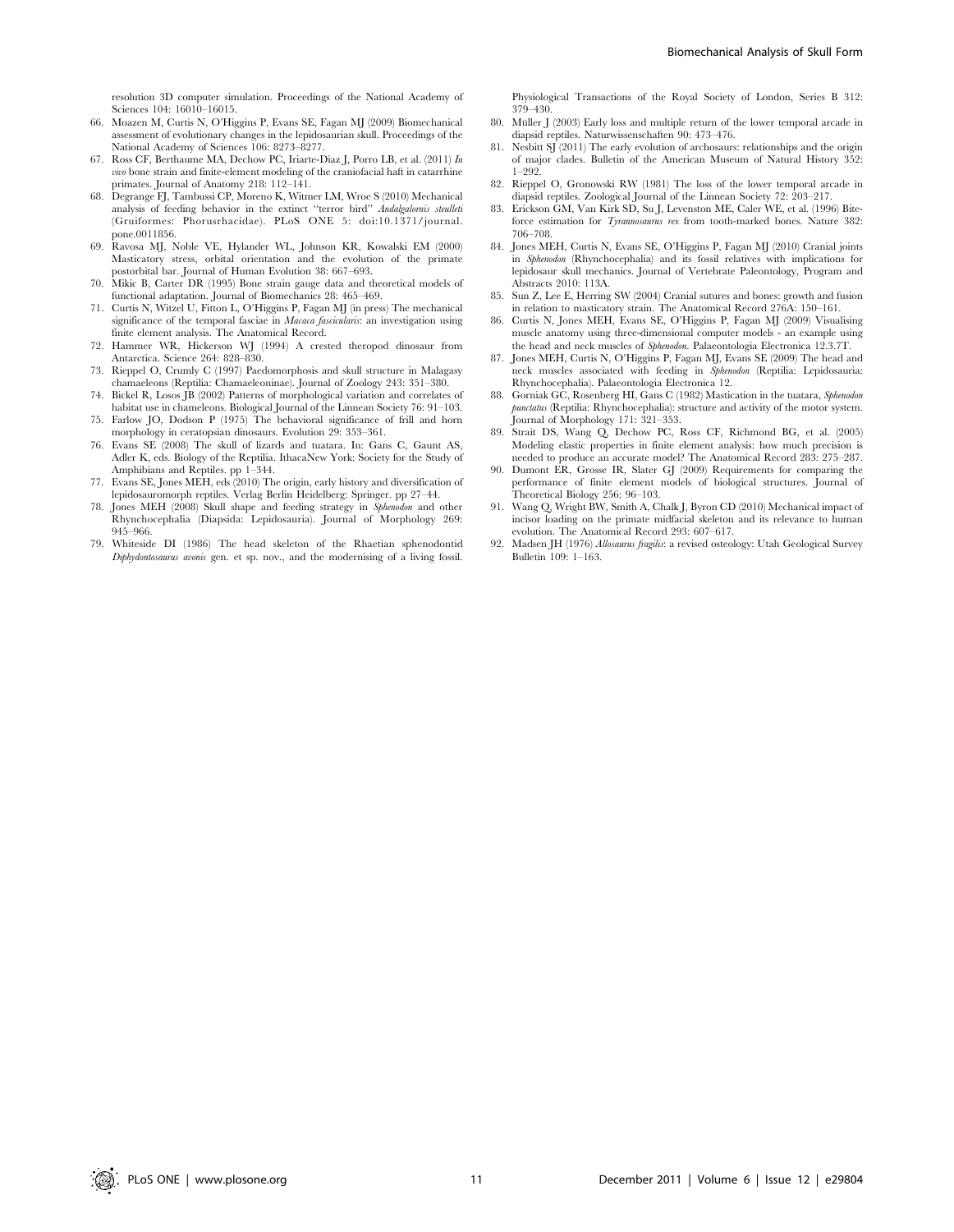resolution 3D computer simulation. Proceedings of the National Academy of Sciences 104: 16010–16015.

66. Moazen M, Curtis N, O'Higgins P, Evans SE, Fagan MJ (2009) Biomechanical assessment of evolutionary changes in the lepidosaurian skull. Proceedings of the National Academy of Sciences 106: 8273–8277.
67. Ross CF, Berthaume MA, Dechow PC, Iriarte-Diaz J, Porro LB, et al. (2011) *In vivo* bone strain and finite-element modeling of the craniofacial haft in catarrhine primates. Journal of Anatomy 218: 112–141.
68. Degrange FJ, Tambussi CP, Moreno K, Witmer LM, Wroe S (2010) Mechanical analysis of feeding behavior in the extinct ''terror bird'' *Andalgalornis steulleti* (Gruiformes: Phorusrhacidae). PLoS ONE 5: doi:10.1371/journal.pone.0011856.
69. Ravosa MJ, Noble VE, Hylander WL, Johnson KR, Kowalski EM (2000) Masticatory stress, orbital orientation and the evolution of the primate postorbital bar. Journal of Human Evolution 38: 667–693.
70. Mikic B, Carter DR (1995) Bone strain gauge data and theoretical models of functional adaptation. Journal of Biomechanics 28: 465–469.
71. Curtis N, Witzel U, Fitton L, O'Higgins P, Fagan MJ (in press) The mechanical significance of the temporal fasciae in *Macaca fascicularis*: an investigation using finite element analysis. The Anatomical Record.
72. Hammer WR, Hickerson WJ (1994) A crested theropod dinosaur from Antarctica. Science 264: 828–830.
73. Rieppel O, Crumly C (1997) Paedomorphosis and skull structure in Malagasy chamaeleons (Reptilia: Chamaeleoninae). Journal of Zoology 243: 351–380.
74. Bickel R, Losos JB (2002) Patterns of morphological variation and correlates of habitat use in chameleons. Biological Journal of the Linnean Society 76: 91–103.
75. Farlow JO, Dodson P (1975) The behavioral significance of frill and horn morphology in ceratopsian dinosaurs. Evolution 29: 353–361.
76. Evans SE (2008) The skull of lizards and tuatara. In: Gans C, Gaunt AS, Adler K, eds. Biology of the Reptilia. IthacaNew York: Society for the Study of Amphibians and Reptiles. pp 1–344.
77. Evans SE, Jones MEH, eds (2010) The origin, early history and diversification of lepidosauromorph reptiles. Verlag Berlin Heidelberg: Springer. pp 27–44.
78. Jones MEH (2008) Skull shape and feeding strategy in *Sphenodon* and other Rhynchocephalia (Diapsida: Lepidosauria). Journal of Morphology 269: 945–966.
79. Whiteside DI (1986) The head skeleton of the Rhaetian sphenodontid *Diphydontosaurus avonis* gen. et sp. nov., and the modernising of a living fossil. Physiological Transactions of the Royal Society of London, Series B 312: 379–430.
80. Müller J (2003) Early loss and multiple return of the lower temporal arcade in diapsid reptiles. Naturwissenschaften 90: 473–476.
81. Nesbitt SJ (2011) The early evolution of archosaurs: relationships and the origin of major clades. Bulletin of the American Museum of Natural History 352: 1–292.
82. Rieppel O, Gronowski RW (1981) The loss of the lower temporal arcade in diapsid reptiles. Zoological Journal of the Linnean Society 72: 203–217.
83. Erickson GM, Van Kirk SD, Su J, Levenston ME, Caler WE, et al. (1996) Bite-force estimation for *Tyrannosaurus rex* from tooth-marked bones. Nature 382: 706–708.
84. Jones MEH, Curtis N, Evans SE, O'Higgins P, Fagan MJ (2010) Cranial joints in *Sphenodon* (Rhynchocephalia) and its fossil relatives with implications for lepidosaur skull mechanics. Journal of Vertebrate Paleontology, Program and Abstracts 2010: 113A.
85. Sun Z, Lee E, Herring SW (2004) Cranial sutures and bones: growth and fusion in relation to masticatory strain. The Anatomical Record 276A: 150–161.
86. Curtis N, Jones MEH, Evans SE, O'Higgins P, Fagan MJ (2009) Visualising muscle anatomy using three-dimensional computer models - an example using the head and neck muscles of *Sphenodon*. Palaeontologia Electronica 12.3.7T.
87. Jones MEH, Curtis N, O'Higgins P, Fagan MJ, Evans SE (2009) The head and neck muscles associated with feeding in *Sphenodon* (Reptilia: Lepidosauria: Rhynchocephalia). Palaeontologia Electronica 12.
88. Gorniak GC, Rosenberg HI, Gans C (1982) Mastication in the tuatara, *Sphenodon punctatus* (Reptilia: Rhynchocephalia): structure and activity of the motor system. Journal of Morphology 171: 321–353.
89. Strait DS, Wang Q, Dechow PC, Ross CF, Richmond BG, et al. (2005) Modeling elastic properties in finite element analysis: how much precision is needed to produce an accurate model? The Anatomical Record 283: 275–287.
90. Dumont ER, Grosse IR, Slater GJ (2009) Requirements for comparing the performance of finite element models of biological structures. Journal of Theoretical Biology 256: 96–103.
91. Wang Q, Wright BW, Smith A, Chalk J, Byron CD (2010) Mechanical impact of incisor loading on the primate midfacial skeleton and its relevance to human evolution. The Anatomical Record 293: 607–617.
92. Madsen JH (1976) *Allosaurus fragilis*: a revised osteology: Utah Geological Survey Bulletin 109: 1–163.